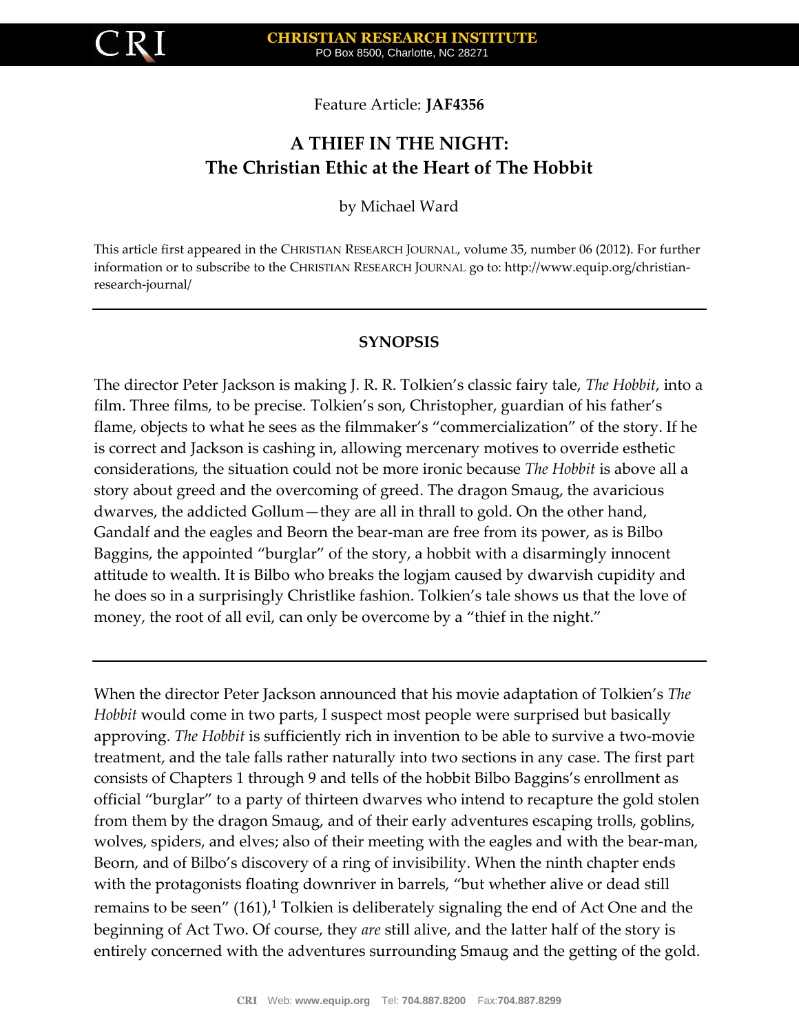Feature Article: **JAF4356**

# A THIEF IN THE NIGHT: The Christian Ethic at the Heart of The Hobbit

by Michael Ward

This article first appeared in the CHRISTIAN RESEARCH JOURNAL, volume 35, number 06 (2012). For further information or to subscribe to the CHRISTIAN RESEARCH JOURNAL go to: http://www.equip.org/christian-research-journal/

---

## SYNOPSIS

The director Peter Jackson is making J. R. R. Tolkien's classic fairy tale, *The Hobbit*, into a film. Three films, to be precise. Tolkien's son, Christopher, guardian of his father's flame, objects to what he sees as the filmmaker's "commercialization" of the story. If he is correct and Jackson is cashing in, allowing mercenary motives to override esthetic considerations, the situation could not be more ironic because *The Hobbit* is above all a story about greed and the overcoming of greed. The dragon Smaug, the avaricious dwarves, the addicted Gollum—they are all in thrall to gold. On the other hand, Gandalf and the eagles and Beorn the bear-man are free from its power, as is Bilbo Baggins, the appointed "burglar" of the story, a hobbit with a disarmingly innocent attitude to wealth. It is Bilbo who breaks the logjam caused by dwarvish cupidity and he does so in a surprisingly Christlike fashion. Tolkien's tale shows us that the love of money, the root of all evil, can only be overcome by a "thief in the night."

---

When the director Peter Jackson announced that his movie adaptation of Tolkien's *The Hobbit* would come in two parts, I suspect most people were surprised but basically approving. *The Hobbit* is sufficiently rich in invention to be able to survive a two-movie treatment, and the tale falls rather naturally into two sections in any case. The first part consists of Chapters 1 through 9 and tells of the hobbit Bilbo Baggins's enrollment as official "burglar" to a party of thirteen dwarves who intend to recapture the gold stolen from them by the dragon Smaug, and of their early adventures escaping trolls, goblins, wolves, spiders, and elves; also of their meeting with the eagles and with the bear-man, Beorn, and of Bilbo's discovery of a ring of invisibility. When the ninth chapter ends with the protagonists floating downriver in barrels, "but whether alive or dead still remains to be seen" (161),[1] Tolkien is deliberately signaling the end of Act One and the beginning of Act Two. Of course, they *are* still alive, and the latter half of the story is entirely concerned with the adventures surrounding Smaug and the getting of the gold.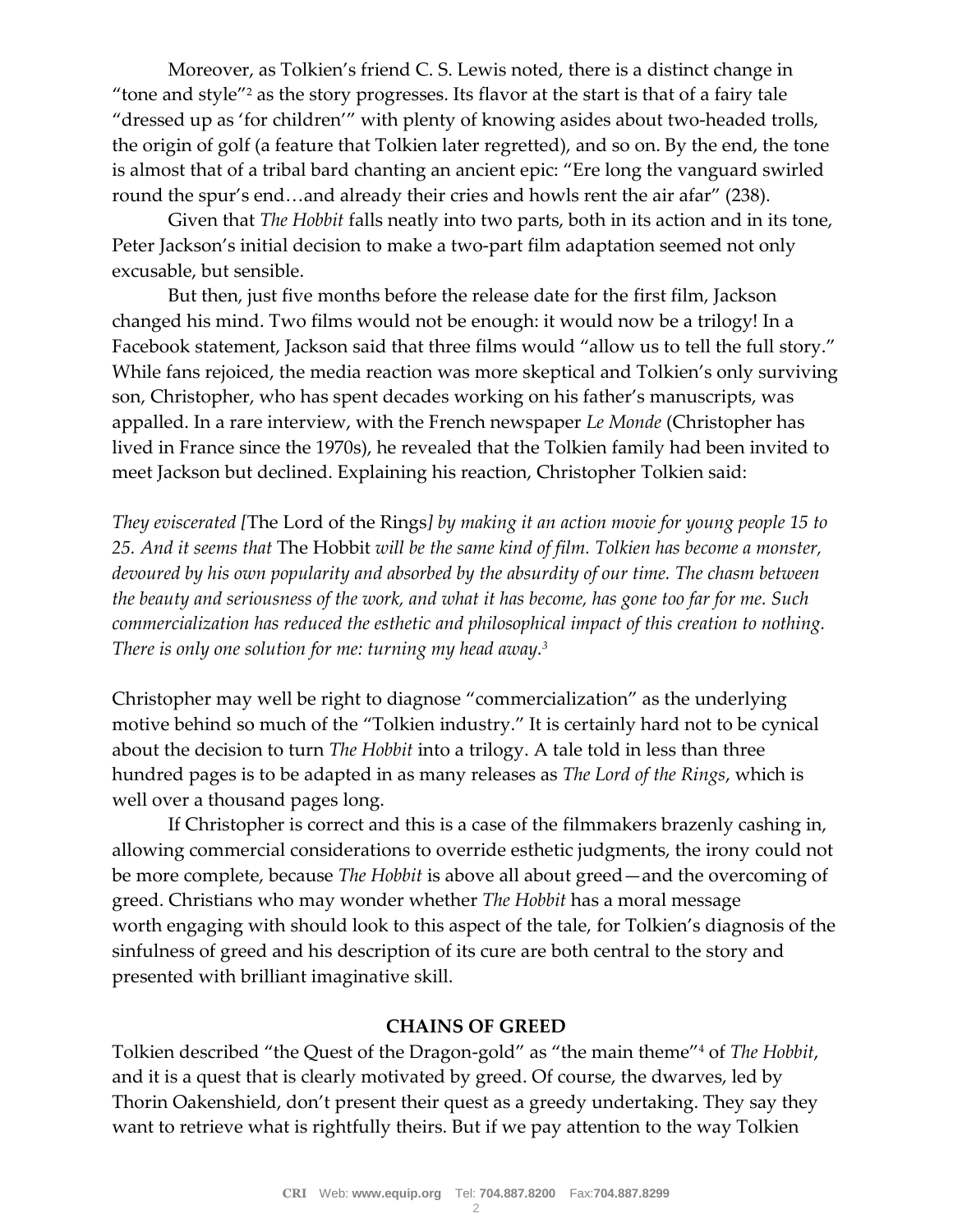Moreover, as Tolkien's friend C. S. Lewis noted, there is a distinct change in "tone and style"[2] as the story progresses. Its flavor at the start is that of a fairy tale "dressed up as 'for children'" with plenty of knowing asides about two-headed trolls, the origin of golf (a feature that Tolkien later regretted), and so on. By the end, the tone is almost that of a tribal bard chanting an ancient epic: "Ere long the vanguard swirled round the spur's end…and already their cries and howls rent the air afar" (238).

Given that *The Hobbit* falls neatly into two parts, both in its action and in its tone, Peter Jackson's initial decision to make a two-part film adaptation seemed not only excusable, but sensible.

But then, just five months before the release date for the first film, Jackson changed his mind. Two films would not be enough: it would now be a trilogy! In a Facebook statement, Jackson said that three films would "allow us to tell the full story." While fans rejoiced, the media reaction was more skeptical and Tolkien's only surviving son, Christopher, who has spent decades working on his father's manuscripts, was appalled. In a rare interview, with the French newspaper *Le Monde* (Christopher has lived in France since the 1970s), he revealed that the Tolkien family had been invited to meet Jackson but declined. Explaining his reaction, Christopher Tolkien said:

*They eviscerated [*The Lord of the Rings*] by making it an action movie for young people 15 to 25. And it seems that* The Hobbit *will be the same kind of film. Tolkien has become a monster, devoured by his own popularity and absorbed by the absurdity of our time. The chasm between the beauty and seriousness of the work, and what it has become, has gone too far for me. Such commercialization has reduced the esthetic and philosophical impact of this creation to nothing. There is only one solution for me: turning my head away.*[3]

Christopher may well be right to diagnose "commercialization" as the underlying motive behind so much of the "Tolkien industry." It is certainly hard not to be cynical about the decision to turn *The Hobbit* into a trilogy. A tale told in less than three hundred pages is to be adapted in as many releases as *The Lord of the Rings*, which is well over a thousand pages long.

If Christopher is correct and this is a case of the filmmakers brazenly cashing in, allowing commercial considerations to override esthetic judgments, the irony could not be more complete, because *The Hobbit* is above all about greed—and the overcoming of greed. Christians who may wonder whether *The Hobbit* has a moral message worth engaging with should look to this aspect of the tale, for Tolkien's diagnosis of the sinfulness of greed and his description of its cure are both central to the story and presented with brilliant imaginative skill.

## CHAINS OF GREED

Tolkien described "the Quest of the Dragon-gold" as "the main theme"[4] of *The Hobbit*, and it is a quest that is clearly motivated by greed. Of course, the dwarves, led by Thorin Oakenshield, don't present their quest as a greedy undertaking. They say they want to retrieve what is rightfully theirs. But if we pay attention to the way Tolkien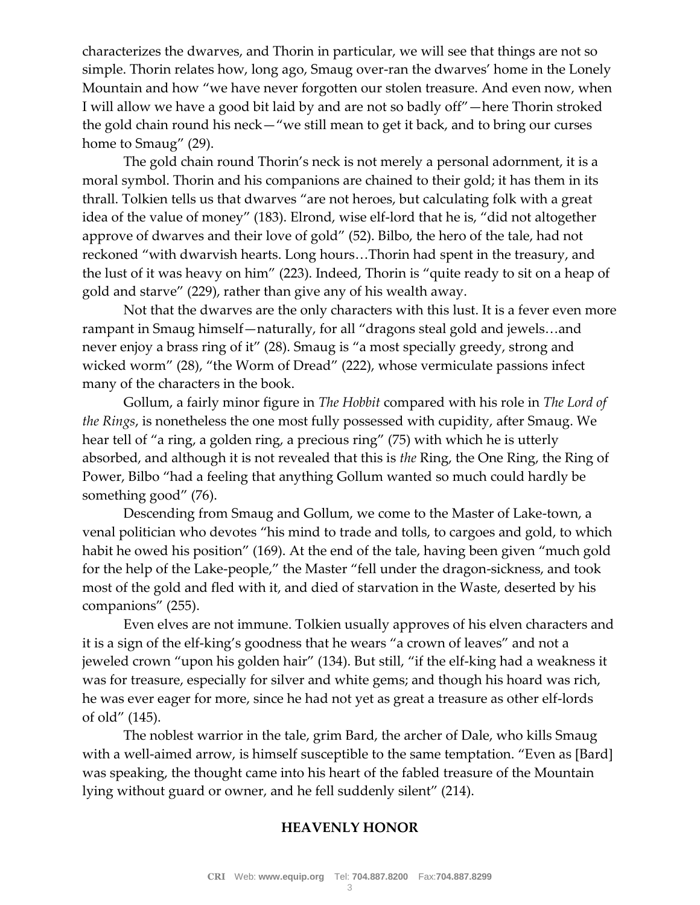characterizes the dwarves, and Thorin in particular, we will see that things are not so simple. Thorin relates how, long ago, Smaug over-ran the dwarves' home in the Lonely Mountain and how "we have never forgotten our stolen treasure. And even now, when I will allow we have a good bit laid by and are not so badly off"—here Thorin stroked the gold chain round his neck—"we still mean to get it back, and to bring our curses home to Smaug" (29).

The gold chain round Thorin's neck is not merely a personal adornment, it is a moral symbol. Thorin and his companions are chained to their gold; it has them in its thrall. Tolkien tells us that dwarves "are not heroes, but calculating folk with a great idea of the value of money" (183). Elrond, wise elf-lord that he is, "did not altogether approve of dwarves and their love of gold" (52). Bilbo, the hero of the tale, had not reckoned "with dwarvish hearts. Long hours…Thorin had spent in the treasury, and the lust of it was heavy on him" (223). Indeed, Thorin is "quite ready to sit on a heap of gold and starve" (229), rather than give any of his wealth away.

Not that the dwarves are the only characters with this lust. It is a fever even more rampant in Smaug himself—naturally, for all "dragons steal gold and jewels…and never enjoy a brass ring of it" (28). Smaug is "a most specially greedy, strong and wicked worm" (28), "the Worm of Dread" (222), whose vermiculate passions infect many of the characters in the book.

Gollum, a fairly minor figure in *The Hobbit* compared with his role in *The Lord of the Rings*, is nonetheless the one most fully possessed with cupidity, after Smaug. We hear tell of "a ring, a golden ring, a precious ring" (75) with which he is utterly absorbed, and although it is not revealed that this is *the* Ring, the One Ring, the Ring of Power, Bilbo "had a feeling that anything Gollum wanted so much could hardly be something good" (76).

Descending from Smaug and Gollum, we come to the Master of Lake-town, a venal politician who devotes "his mind to trade and tolls, to cargoes and gold, to which habit he owed his position" (169). At the end of the tale, having been given "much gold for the help of the Lake-people," the Master "fell under the dragon-sickness, and took most of the gold and fled with it, and died of starvation in the Waste, deserted by his companions" (255).

Even elves are not immune. Tolkien usually approves of his elven characters and it is a sign of the elf-king's goodness that he wears "a crown of leaves" and not a jeweled crown "upon his golden hair" (134). But still, "if the elf-king had a weakness it was for treasure, especially for silver and white gems; and though his hoard was rich, he was ever eager for more, since he had not yet as great a treasure as other elf-lords of old" (145).

The noblest warrior in the tale, grim Bard, the archer of Dale, who kills Smaug with a well-aimed arrow, is himself susceptible to the same temptation. "Even as [Bard] was speaking, the thought came into his heart of the fabled treasure of the Mountain lying without guard or owner, and he fell suddenly silent" (214).

## HEAVENLY HONOR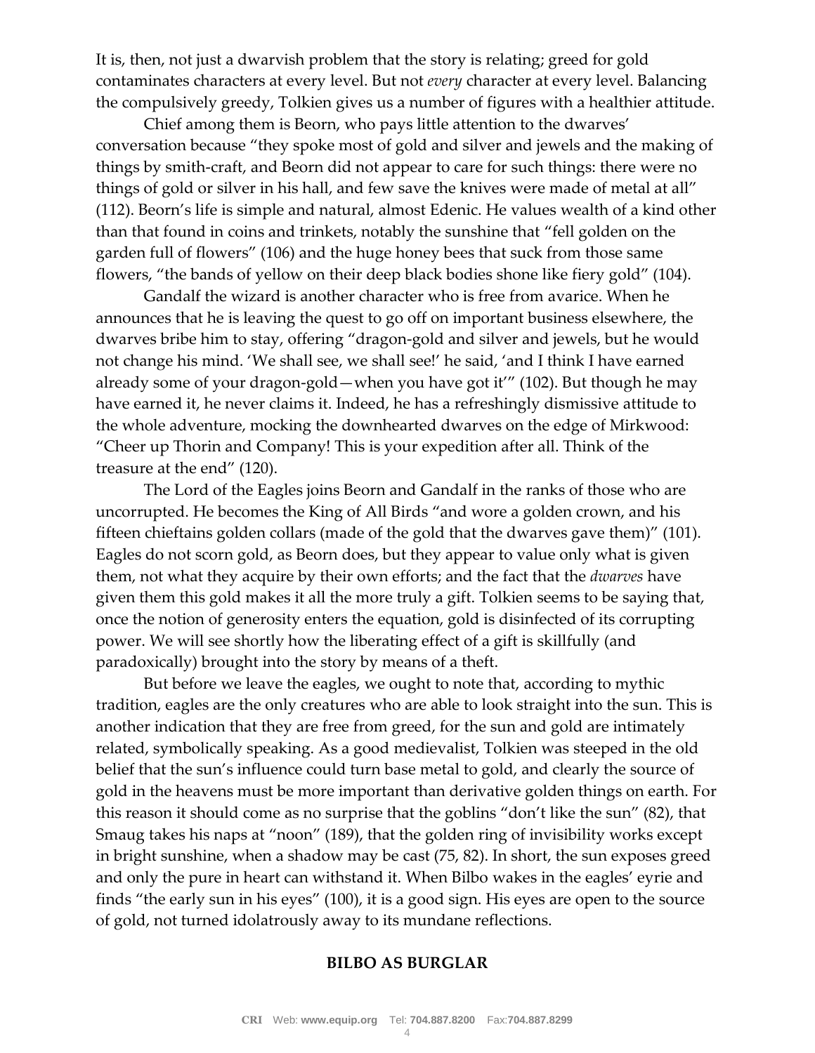It is, then, not just a dwarvish problem that the story is relating; greed for gold contaminates characters at every level. But not *every* character at every level. Balancing the compulsively greedy, Tolkien gives us a number of figures with a healthier attitude.

Chief among them is Beorn, who pays little attention to the dwarves' conversation because "they spoke most of gold and silver and jewels and the making of things by smith-craft, and Beorn did not appear to care for such things: there were no things of gold or silver in his hall, and few save the knives were made of metal at all" (112). Beorn's life is simple and natural, almost Edenic. He values wealth of a kind other than that found in coins and trinkets, notably the sunshine that "fell golden on the garden full of flowers" (106) and the huge honey bees that suck from those same flowers, "the bands of yellow on their deep black bodies shone like fiery gold" (104).

Gandalf the wizard is another character who is free from avarice. When he announces that he is leaving the quest to go off on important business elsewhere, the dwarves bribe him to stay, offering "dragon-gold and silver and jewels, but he would not change his mind. 'We shall see, we shall see!' he said, 'and I think I have earned already some of your dragon-gold—when you have got it'" (102). But though he may have earned it, he never claims it. Indeed, he has a refreshingly dismissive attitude to the whole adventure, mocking the downhearted dwarves on the edge of Mirkwood: "Cheer up Thorin and Company! This is your expedition after all. Think of the treasure at the end" (120).

The Lord of the Eagles joins Beorn and Gandalf in the ranks of those who are uncorrupted. He becomes the King of All Birds "and wore a golden crown, and his fifteen chieftains golden collars (made of the gold that the dwarves gave them)" (101). Eagles do not scorn gold, as Beorn does, but they appear to value only what is given them, not what they acquire by their own efforts; and the fact that the *dwarves* have given them this gold makes it all the more truly a gift. Tolkien seems to be saying that, once the notion of generosity enters the equation, gold is disinfected of its corrupting power. We will see shortly how the liberating effect of a gift is skillfully (and paradoxically) brought into the story by means of a theft.

But before we leave the eagles, we ought to note that, according to mythic tradition, eagles are the only creatures who are able to look straight into the sun. This is another indication that they are free from greed, for the sun and gold are intimately related, symbolically speaking. As a good medievalist, Tolkien was steeped in the old belief that the sun's influence could turn base metal to gold, and clearly the source of gold in the heavens must be more important than derivative golden things on earth. For this reason it should come as no surprise that the goblins "don't like the sun" (82), that Smaug takes his naps at "noon" (189), that the golden ring of invisibility works except in bright sunshine, when a shadow may be cast (75, 82). In short, the sun exposes greed and only the pure in heart can withstand it. When Bilbo wakes in the eagles' eyrie and finds "the early sun in his eyes" (100), it is a good sign. His eyes are open to the source of gold, not turned idolatrously away to its mundane reflections.

## BILBO AS BURGLAR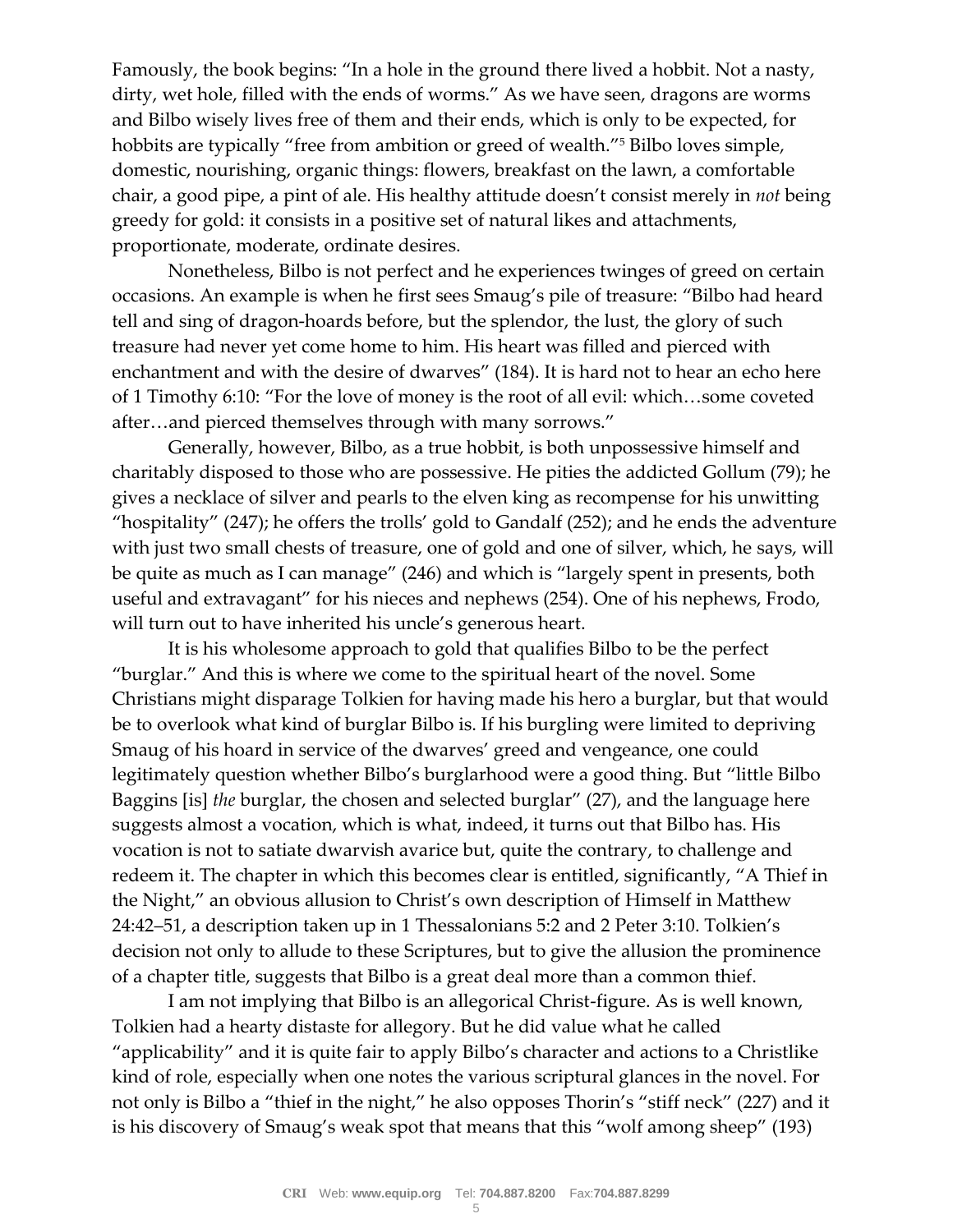Famously, the book begins: "In a hole in the ground there lived a hobbit. Not a nasty, dirty, wet hole, filled with the ends of worms." As we have seen, dragons are worms and Bilbo wisely lives free of them and their ends, which is only to be expected, for hobbits are typically "free from ambition or greed of wealth."[5] Bilbo loves simple, domestic, nourishing, organic things: flowers, breakfast on the lawn, a comfortable chair, a good pipe, a pint of ale. His healthy attitude doesn't consist merely in *not* being greedy for gold: it consists in a positive set of natural likes and attachments, proportionate, moderate, ordinate desires.

Nonetheless, Bilbo is not perfect and he experiences twinges of greed on certain occasions. An example is when he first sees Smaug's pile of treasure: "Bilbo had heard tell and sing of dragon-hoards before, but the splendor, the lust, the glory of such treasure had never yet come home to him. His heart was filled and pierced with enchantment and with the desire of dwarves" (184). It is hard not to hear an echo here of 1 Timothy 6:10: "For the love of money is the root of all evil: which…some coveted after…and pierced themselves through with many sorrows."

Generally, however, Bilbo, as a true hobbit, is both unpossessive himself and charitably disposed to those who are possessive. He pities the addicted Gollum (79); he gives a necklace of silver and pearls to the elven king as recompense for his unwitting "hospitality" (247); he offers the trolls' gold to Gandalf (252); and he ends the adventure with just two small chests of treasure, one of gold and one of silver, which, he says, will be quite as much as I can manage" (246) and which is "largely spent in presents, both useful and extravagant" for his nieces and nephews (254). One of his nephews, Frodo, will turn out to have inherited his uncle's generous heart.

It is his wholesome approach to gold that qualifies Bilbo to be the perfect "burglar." And this is where we come to the spiritual heart of the novel. Some Christians might disparage Tolkien for having made his hero a burglar, but that would be to overlook what kind of burglar Bilbo is. If his burgling were limited to depriving Smaug of his hoard in service of the dwarves' greed and vengeance, one could legitimately question whether Bilbo's burglarhood were a good thing. But "little Bilbo Baggins [is] *the* burglar, the chosen and selected burglar" (27), and the language here suggests almost a vocation, which is what, indeed, it turns out that Bilbo has. His vocation is not to satiate dwarvish avarice but, quite the contrary, to challenge and redeem it. The chapter in which this becomes clear is entitled, significantly, "A Thief in the Night," an obvious allusion to Christ's own description of Himself in Matthew 24:42–51, a description taken up in 1 Thessalonians 5:2 and 2 Peter 3:10. Tolkien's decision not only to allude to these Scriptures, but to give the allusion the prominence of a chapter title, suggests that Bilbo is a great deal more than a common thief.

I am not implying that Bilbo is an allegorical Christ-figure. As is well known, Tolkien had a hearty distaste for allegory. But he did value what he called "applicability" and it is quite fair to apply Bilbo's character and actions to a Christlike kind of role, especially when one notes the various scriptural glances in the novel. For not only is Bilbo a "thief in the night," he also opposes Thorin's "stiff neck" (227) and it is his discovery of Smaug's weak spot that means that this "wolf among sheep" (193)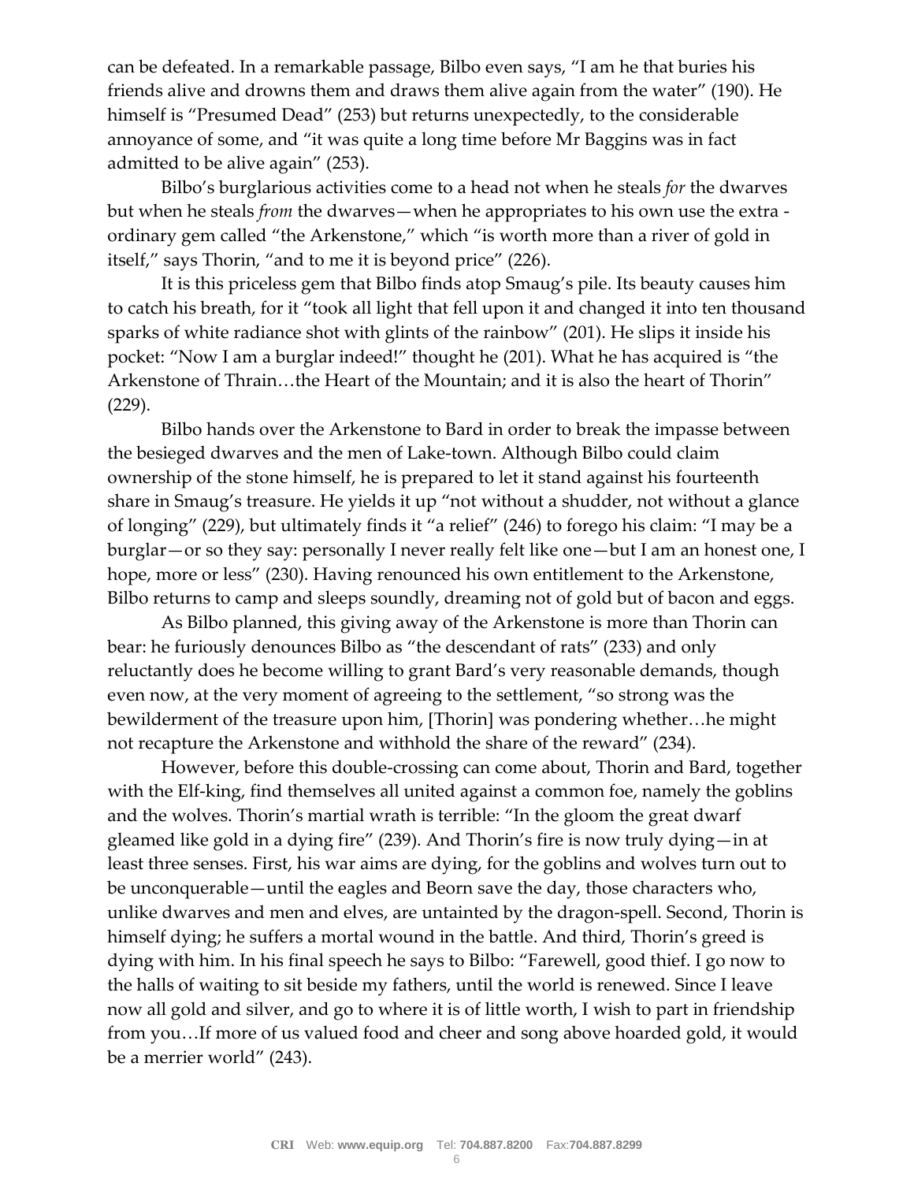can be defeated. In a remarkable passage, Bilbo even says, "I am he that buries his friends alive and drowns them and draws them alive again from the water" (190). He himself is "Presumed Dead" (253) but returns unexpectedly, to the considerable annoyance of some, and "it was quite a long time before Mr Baggins was in fact admitted to be alive again" (253).

Bilbo's burglarious activities come to a head not when he steals *for* the dwarves but when he steals *from* the dwarves—when he appropriates to his own use the extra - ordinary gem called "the Arkenstone," which "is worth more than a river of gold in itself," says Thorin, "and to me it is beyond price" (226).

It is this priceless gem that Bilbo finds atop Smaug's pile. Its beauty causes him to catch his breath, for it "took all light that fell upon it and changed it into ten thousand sparks of white radiance shot with glints of the rainbow" (201). He slips it inside his pocket: "Now I am a burglar indeed!" thought he (201). What he has acquired is "the Arkenstone of Thrain…the Heart of the Mountain; and it is also the heart of Thorin" (229).

Bilbo hands over the Arkenstone to Bard in order to break the impasse between the besieged dwarves and the men of Lake-town. Although Bilbo could claim ownership of the stone himself, he is prepared to let it stand against his fourteenth share in Smaug's treasure. He yields it up "not without a shudder, not without a glance of longing" (229), but ultimately finds it "a relief" (246) to forego his claim: "I may be a burglar—or so they say: personally I never really felt like one—but I am an honest one, I hope, more or less" (230). Having renounced his own entitlement to the Arkenstone, Bilbo returns to camp and sleeps soundly, dreaming not of gold but of bacon and eggs.

As Bilbo planned, this giving away of the Arkenstone is more than Thorin can bear: he furiously denounces Bilbo as "the descendant of rats" (233) and only reluctantly does he become willing to grant Bard's very reasonable demands, though even now, at the very moment of agreeing to the settlement, "so strong was the bewilderment of the treasure upon him, [Thorin] was pondering whether…he might not recapture the Arkenstone and withhold the share of the reward" (234).

However, before this double-crossing can come about, Thorin and Bard, together with the Elf-king, find themselves all united against a common foe, namely the goblins and the wolves. Thorin's martial wrath is terrible: "In the gloom the great dwarf gleamed like gold in a dying fire" (239). And Thorin's fire is now truly dying—in at least three senses. First, his war aims are dying, for the goblins and wolves turn out to be unconquerable—until the eagles and Beorn save the day, those characters who, unlike dwarves and men and elves, are untainted by the dragon-spell. Second, Thorin is himself dying; he suffers a mortal wound in the battle. And third, Thorin's greed is dying with him. In his final speech he says to Bilbo: "Farewell, good thief. I go now to the halls of waiting to sit beside my fathers, until the world is renewed. Since I leave now all gold and silver, and go to where it is of little worth, I wish to part in friendship from you…If more of us valued food and cheer and song above hoarded gold, it would be a merrier world" (243).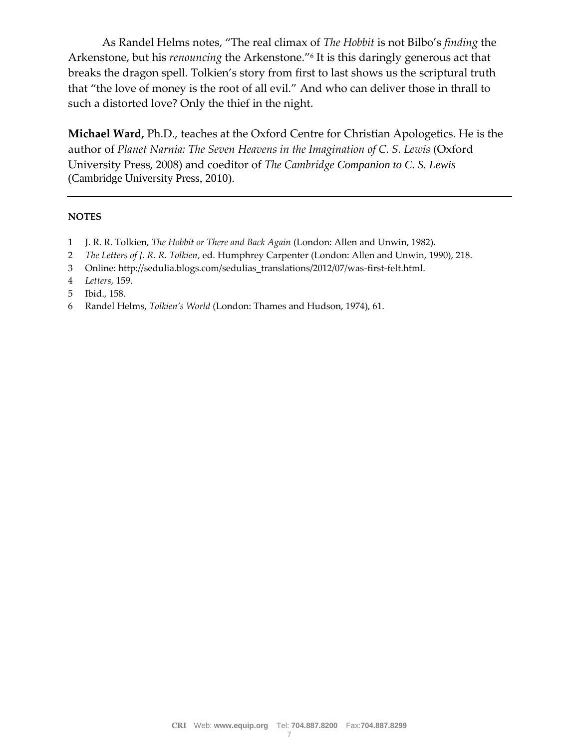As Randel Helms notes, "The real climax of *The Hobbit* is not Bilbo's *finding* the Arkenstone, but his *renouncing* the Arkenstone."[6] It is this daringly generous act that breaks the dragon spell. Tolkien's story from first to last shows us the scriptural truth that "the love of money is the root of all evil." And who can deliver those in thrall to such a distorted love? Only the thief in the night.

**Michael Ward,** Ph.D., teaches at the Oxford Centre for Christian Apologetics. He is the author of *Planet Narnia: The Seven Heavens in the Imagination of C. S. Lewis* (Oxford University Press, 2008) and coeditor of *The Cambridge Companion to C. S. Lewis* (Cambridge University Press, 2010).

---

**NOTES**

1. J. R. R. Tolkien, *The Hobbit or There and Back Again* (London: Allen and Unwin, 1982).
2. *The Letters of J. R. R. Tolkien*, ed. Humphrey Carpenter (London: Allen and Unwin, 1990), 218.
3. Online: http://sedulia.blogs.com/sedulias_translations/2012/07/was-first-felt.html.
4. *Letters*, 159.
5. Ibid., 158.
6. Randel Helms, *Tolkien's World* (London: Thames and Hudson, 1974), 61.

**CRI** Web: **www.equip.org** Tel: **704.887.8200** Fax:**704.887.8299**